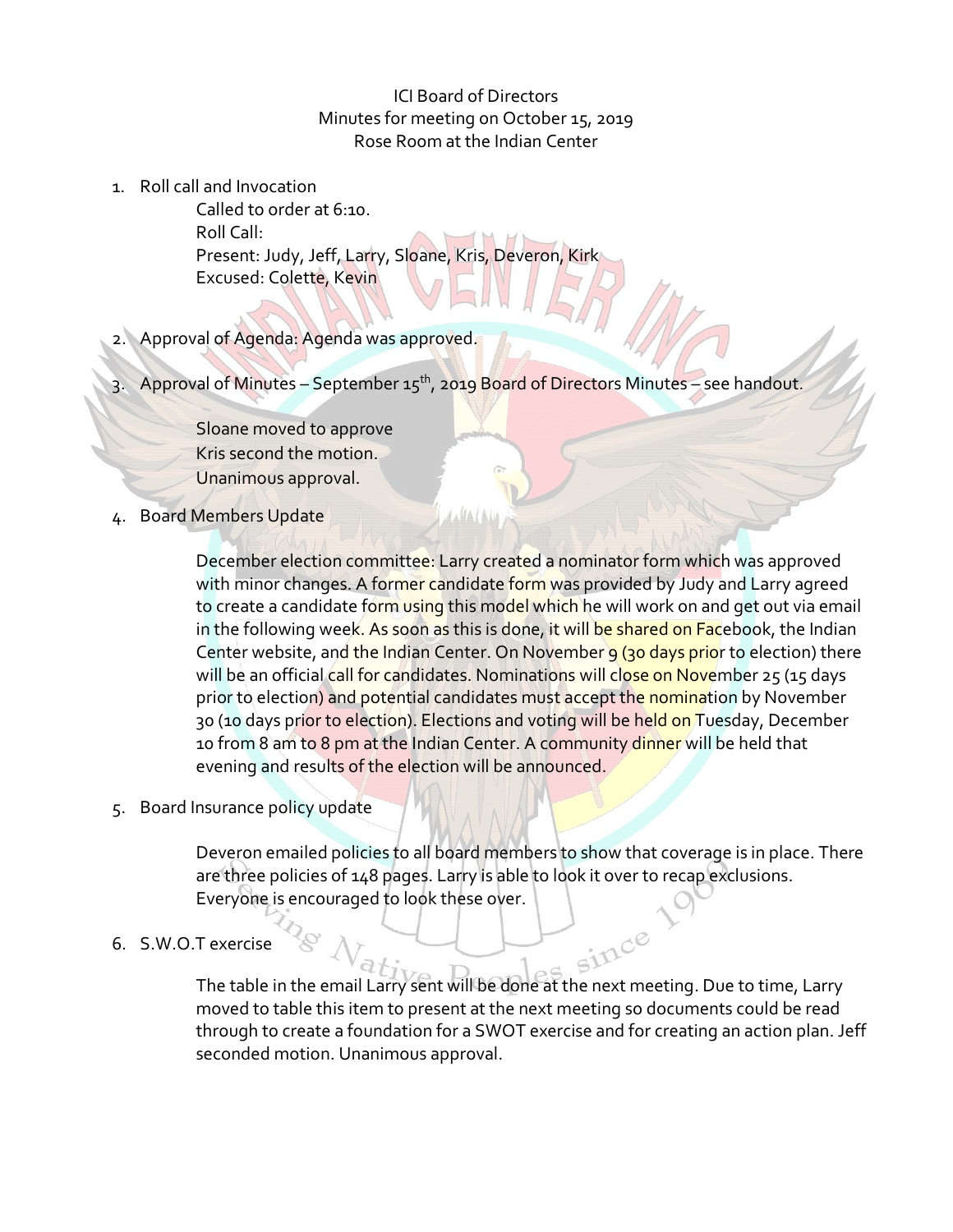ICI Board of Directors
Minutes for meeting on October 15, 2019
Rose Room at the Indian Center

1. Roll call and Invocation

   Called to order at 6:10.
   Roll Call:
   Present: Judy, Jeff, Larry, Sloane, Kris, Deveron, Kirk
   Excused: Colette, Kevin

2. Approval of Agenda: Agenda was approved.

3. Approval of Minutes – September 15th, 2019 Board of Directors Minutes – see handout.

   Sloane moved to approve
   Kris second the motion.
   Unanimous approval.

4. Board Members Update

   December election committee: Larry created a nominator form which was approved with minor changes. A former candidate form was provided by Judy and Larry agreed to create a candidate form using this model which he will work on and get out via email in the following week. As soon as this is done, it will be shared on Facebook, the Indian Center website, and the Indian Center. On November 9 (30 days prior to election) there will be an official call for candidates. Nominations will close on November 25 (15 days prior to election) and potential candidates must accept the nomination by November 30 (10 days prior to election). Elections and voting will be held on Tuesday, December 10 from 8 am to 8 pm at the Indian Center. A community dinner will be held that evening and results of the election will be announced.

5. Board Insurance policy update

   Deveron emailed policies to all board members to show that coverage is in place. There are three policies of 148 pages. Larry is able to look it over to recap exclusions. Everyone is encouraged to look these over.

6. S.W.O.T exercise

   The table in the email Larry sent will be done at the next meeting. Due to time, Larry moved to table this item to present at the next meeting so documents could be read through to create a foundation for a SWOT exercise and for creating an action plan. Jeff seconded motion. Unanimous approval.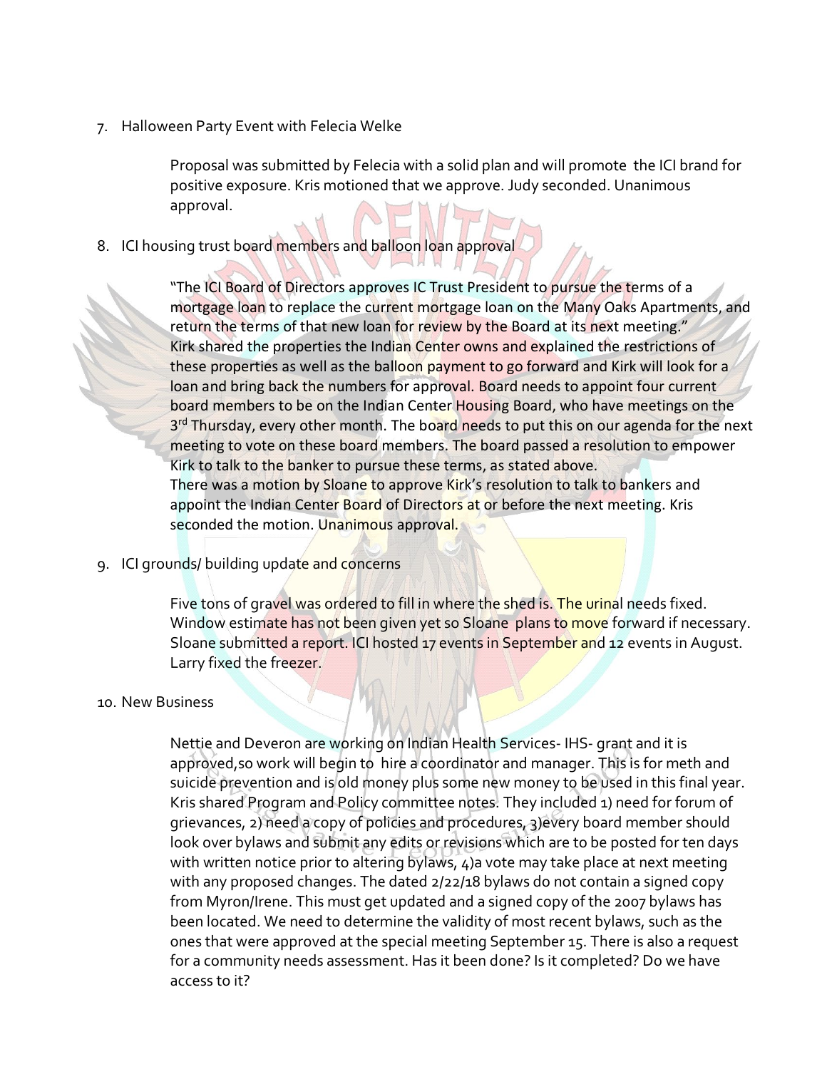7. Halloween Party Event with Felecia Welke

   Proposal was submitted by Felecia with a solid plan and will promote the ICI brand for positive exposure. Kris motioned that we approve. Judy seconded. Unanimous approval.

8. ICI housing trust board members and balloon loan approval

   "The ICI Board of Directors approves IC Trust President to pursue the terms of a mortgage loan to replace the current mortgage loan on the Many Oaks Apartments, and return the terms of that new loan for review by the Board at its next meeting." Kirk shared the properties the Indian Center owns and explained the restrictions of these properties as well as the balloon payment to go forward and Kirk will look for a loan and bring back the numbers for approval. Board needs to appoint four current board members to be on the Indian Center Housing Board, who have meetings on the 3rd Thursday, every other month. The board needs to put this on our agenda for the next meeting to vote on these board members. The board passed a resolution to empower Kirk to talk to the banker to pursue these terms, as stated above.
   There was a motion by Sloane to approve Kirk's resolution to talk to bankers and appoint the Indian Center Board of Directors at or before the next meeting. Kris seconded the motion. Unanimous approval.

9. ICI grounds/ building update and concerns

   Five tons of gravel was ordered to fill in where the shed is. The urinal needs fixed. Window estimate has not been given yet so Sloane plans to move forward if necessary. Sloane submitted a report. ICI hosted 17 events in September and 12 events in August. Larry fixed the freezer.

10. New Business

   Nettie and Deveron are working on Indian Health Services- IHS- grant and it is approved,so work will begin to hire a coordinator and manager. This is for meth and suicide prevention and is old money plus some new money to be used in this final year. Kris shared Program and Policy committee notes. They included 1) need for forum of grievances, 2) need a copy of policies and procedures, 3)every board member should look over bylaws and submit any edits or revisions which are to be posted for ten days with written notice prior to altering bylaws, 4)a vote may take place at next meeting with any proposed changes. The dated 2/22/18 bylaws do not contain a signed copy from Myron/Irene. This must get updated and a signed copy of the 2007 bylaws has been located. We need to determine the validity of most recent bylaws, such as the ones that were approved at the special meeting September 15. There is also a request for a community needs assessment. Has it been done? Is it completed? Do we have access to it?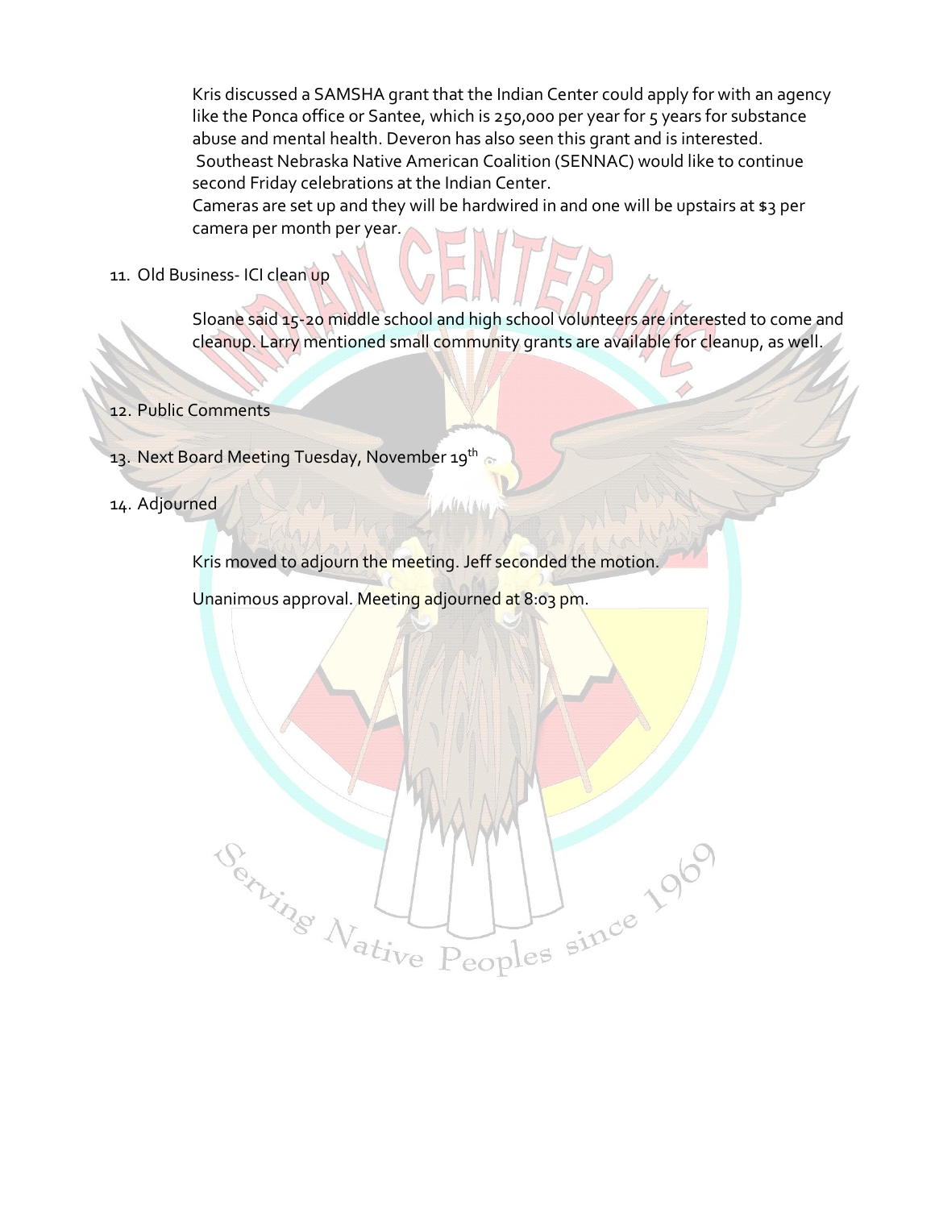Kris discussed a SAMSHA grant that the Indian Center could apply for with an agency like the Ponca office or Santee, which is 250,000 per year for 5 years for substance abuse and mental health. Deveron has also seen this grant and is interested.
Southeast Nebraska Native American Coalition (SENNAC) would like to continue second Friday celebrations at the Indian Center.
Cameras are set up and they will be hardwired in and one will be upstairs at $3 per camera per month per year.

11. Old Business- ICI clean up

    Sloane said 15-20 middle school and high school volunteers are interested to come and cleanup. Larry mentioned small community grants are available for cleanup, as well.

12. Public Comments

13. Next Board Meeting Tuesday, November 19th

14. Adjourned

    Kris moved to adjourn the meeting. Jeff seconded the motion.

    Unanimous approval. Meeting adjourned at 8:03 pm.